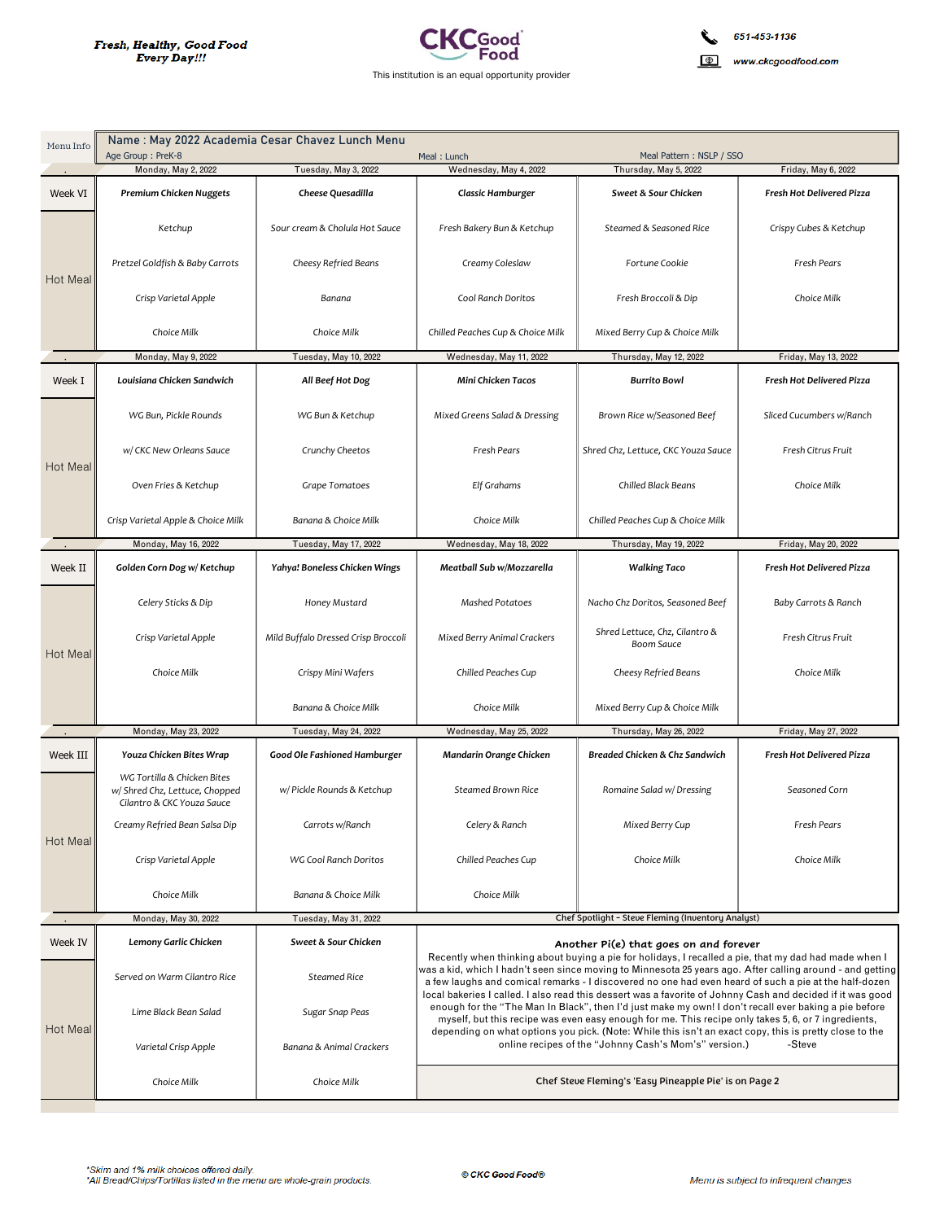*Fresh, Healthy, Good Food Every Day!!!*

**CKC Good Food**

This institution is an equal opportunity provider

651-453-1136

www.ckcgoodfood.com

| Menu Info | Name : May 2022 Academia Cesar Chavez Lunch Menu — Age Group : PreK-8 | Meal : Lunch | | Meal Pattern : NSLP / SSO | |
|---|---|---|---|---|---|
| . | Monday, May 2, 2022 | Tuesday, May 3, 2022 | Wednesday, May 4, 2022 | Thursday, May 5, 2022 | Friday, May 6, 2022 |
| Week VI | **Premium Chicken Nuggets** | **Cheese Quesadilla** | **Classic Hamburger** | **Sweet & Sour Chicken** | **Fresh Hot Delivered Pizza** |
| Hot Meal | Ketchup | Sour cream & Cholula Hot Sauce | Fresh Bakery Bun & Ketchup | Steamed & Seasoned Rice | Crispy Cubes & Ketchup |
| | Pretzel Goldfish & Baby Carrots | Cheesy Refried Beans | Creamy Coleslaw | Fortune Cookie | Fresh Pears |
| | Crisp Varietal Apple | Banana | Cool Ranch Doritos | Fresh Broccoli & Dip | Choice Milk |
| | Choice Milk | Choice Milk | Chilled Peaches Cup & Choice Milk | Mixed Berry Cup & Choice Milk | |
| . | Monday, May 9, 2022 | Tuesday, May 10, 2022 | Wednesday, May 11, 2022 | Thursday, May 12, 2022 | Friday, May 13, 2022 |
| Week I | **Louisiana Chicken Sandwich** | **All Beef Hot Dog** | **Mini Chicken Tacos** | **Burrito Bowl** | **Fresh Hot Delivered Pizza** |
| Hot Meal | WG Bun, Pickle Rounds | WG Bun & Ketchup | Mixed Greens Salad & Dressing | Brown Rice w/Seasoned Beef | Sliced Cucumbers w/Ranch |
| | w/ CKC New Orleans Sauce | Crunchy Cheetos | Fresh Pears | Shred Chz, Lettuce, CKC Youza Sauce | Fresh Citrus Fruit |
| | Oven Fries & Ketchup | Grape Tomatoes | Elf Grahams | Chilled Black Beans | Choice Milk |
| | Crisp Varietal Apple & Choice Milk | Banana & Choice Milk | Choice Milk | Chilled Peaches Cup & Choice Milk | |
| . | Monday, May 16, 2022 | Tuesday, May 17, 2022 | Wednesday, May 18, 2022 | Thursday, May 19, 2022 | Friday, May 20, 2022 |
| Week II | **Golden Corn Dog w/ Ketchup** | **Yahya! Boneless Chicken Wings** | **Meatball Sub w/Mozzarella** | **Walking Taco** | **Fresh Hot Delivered Pizza** |
| Hot Meal | Celery Sticks & Dip | Honey Mustard | Mashed Potatoes | Nacho Chz Doritos, Seasoned Beef | Baby Carrots & Ranch |
| | Crisp Varietal Apple | Mild Buffalo Dressed Crisp Broccoli | Mixed Berry Animal Crackers | Shred Lettuce, Chz, Cilantro & Boom Sauce | Fresh Citrus Fruit |
| | Choice Milk | Crispy Mini Wafers | Chilled Peaches Cup | Cheesy Refried Beans | Choice Milk |
| | | Banana & Choice Milk | Choice Milk | Mixed Berry Cup & Choice Milk | |
| . | Monday, May 23, 2022 | Tuesday, May 24, 2022 | Wednesday, May 25, 2022 | Thursday, May 26, 2022 | Friday, May 27, 2022 |
| Week III | **Youza Chicken Bites Wrap** | **Good Ole Fashioned Hamburger** | **Mandarin Orange Chicken** | **Breaded Chicken & Chz Sandwich** | **Fresh Hot Delivered Pizza** |
| Hot Meal | WG Tortilla & Chicken Bites w/ Shred Chz, Lettuce, Chopped Cilantro & CKC Youza Sauce | w/ Pickle Rounds & Ketchup | Steamed Brown Rice | Romaine Salad w/ Dressing | Seasoned Corn |
| | Creamy Refried Bean Salsa Dip | Carrots w/Ranch | Celery & Ranch | Mixed Berry Cup | Fresh Pears |
| | Crisp Varietal Apple | WG Cool Ranch Doritos | Chilled Peaches Cup | Choice Milk | Choice Milk |
| | Choice Milk | Banana & Choice Milk | Choice Milk | | |
| . | Monday, May 30, 2022 | Tuesday, May 31, 2022 | Chef Spotlight - Steve Fleming (Inventory Analyst) | | |
| Week IV | **Lemony Garlic Chicken** | **Sweet & Sour Chicken** | | | |
| Hot Meal | Served on Warm Cilantro Rice | Steamed Rice | | | |
| | Lime Black Bean Salad | Sugar Snap Peas | | | |
| | Varietal Crisp Apple | Banana & Animal Crackers | | | |
| | Choice Milk | Choice Milk | Chef Steve Fleming's 'Easy Pineapple Pie' is on Page 2 | | |

**Another Pi(e) that goes on and forever**

Recently when thinking about buying a pie for holidays, I recalled a pie, that my dad had made when I was a kid, which I hadn't seen since moving to Minnesota 25 years ago. After calling around - and getting a few laughs and comical remarks - I discovered no one had even heard of such a pie at the half-dozen local bakeries I called. I also read this dessert was a favorite of Johnny Cash and decided if it was good enough for the "The Man In Black", then I'd just make my own! I don't recall ever baking a pie before myself, but this recipe was even easy enough for me. This recipe only takes 5, 6, or 7 ingredients, depending on what options you pick. (Note: While this isn't an exact copy, this is pretty close to the online recipes of the "Johnny Cash's Mom's" version.) -Steve

*Skim and 1% milk choices offered daily.
*All Bread/Chips/Tortillas listed in the menu are whole-grain products.

© CKC Good Food®

Menu is subject to infrequent changes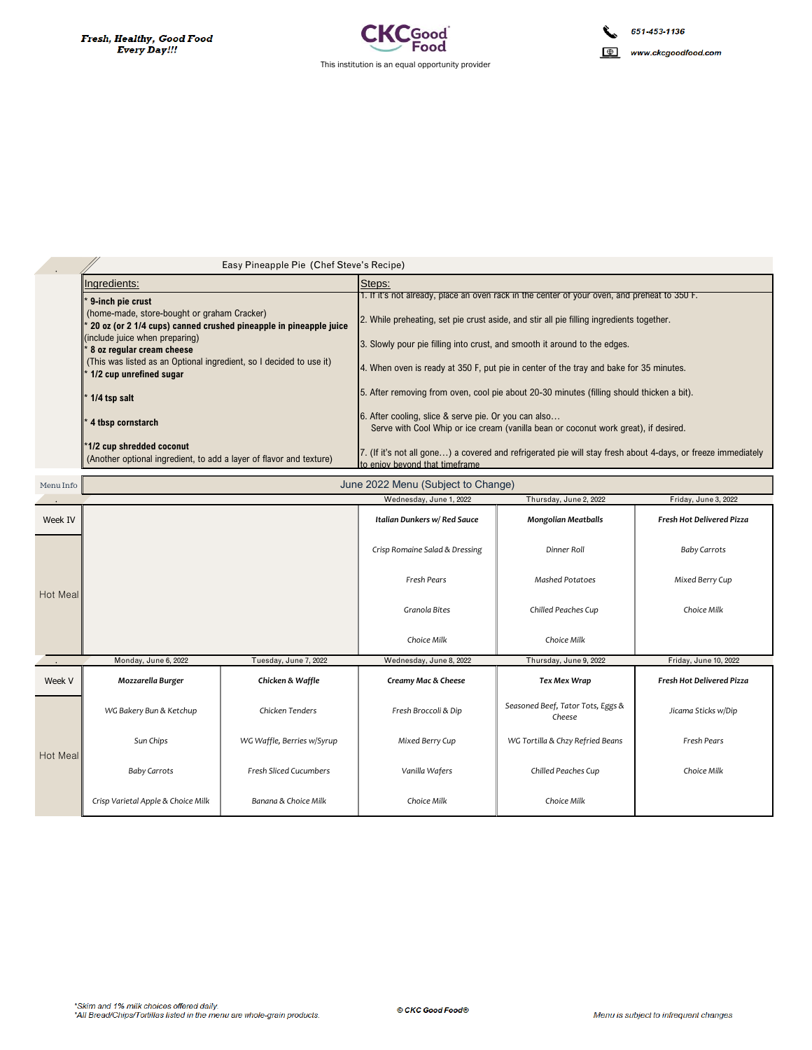*Fresh, Healthy, Good Food Every Day!!!*

CKC Good Food

This institution is an equal opportunity provider

651-453-1136

www.ckcgoodfood.com

## Easy Pineapple Pie (Chef Steve's Recipe)

| Ingredients: | Steps: |
|---|---|
| * **9-inch pie crust** (home-made, store-bought or graham Cracker) | 1. If it's not already, place an oven rack in the center of your oven, and preheat to 350 F. |
| * **20 oz (or 2 1/4 cups) canned crushed pineapple in pineapple juice** (include juice when preparing) | 2. While preheating, set pie crust aside, and stir all pie filling ingredients together. |
| * **8 oz regular cream cheese** (This was listed as an Optional ingredient, so I decided to use it) | 3. Slowly pour pie filling into crust, and smooth it around to the edges. |
| * **1/2 cup unrefined sugar** | 4. When oven is ready at 350 F, put pie in center of the tray and bake for 35 minutes. |
| * **1/4 tsp salt** | 5. After removing from oven, cool pie about 20-30 minutes (filling should thicken a bit). |
| * **4 tbsp cornstarch** | 6. After cooling, slice & serve pie. Or you can also… Serve with Cool Whip or ice cream (vanilla bean or coconut work great), if desired. |
| * **1/2 cup shredded coconut** (Another optional ingredient, to add a layer of flavor and texture) | 7. (If it's not all gone…) a covered and refrigerated pie will stay fresh about 4-days, or freeze immediately to enjoy beyond that timeframe |

## June 2022 Menu (Subject to Change)

Menu Info

| | | | Wednesday, June 1, 2022 | Thursday, June 2, 2022 | Friday, June 3, 2022 |
|---|---|---|---|---|---|
| Week IV | | | ***Italian Dunkers w/ Red Sauce*** | ***Mongolian Meatballs*** | ***Fresh Hot Delivered Pizza*** |
| Hot Meal | | | *Crisp Romaine Salad & Dressing* | *Dinner Roll* | *Baby Carrots* |
| | | | *Fresh Pears* | *Mashed Potatoes* | *Mixed Berry Cup* |
| | | | *Granola Bites* | *Chilled Peaches Cup* | *Choice Milk* |
| | | | *Choice Milk* | *Choice Milk* | |

| | Monday, June 6, 2022 | Tuesday, June 7, 2022 | Wednesday, June 8, 2022 | Thursday, June 9, 2022 | Friday, June 10, 2022 |
|---|---|---|---|---|---|
| Week V | ***Mozzarella Burger*** | ***Chicken & Waffle*** | ***Creamy Mac & Cheese*** | ***Tex Mex Wrap*** | ***Fresh Hot Delivered Pizza*** |
| Hot Meal | *WG Bakery Bun & Ketchup* | *Chicken Tenders* | *Fresh Broccoli & Dip* | *Seasoned Beef, Tator Tots, Eggs & Cheese* | *Jicama Sticks w/Dip* |
| | *Sun Chips* | *WG Waffle, Berries w/Syrup* | *Mixed Berry Cup* | *WG Tortilla & Chzy Refried Beans* | *Fresh Pears* |
| | *Baby Carrots* | *Fresh Sliced Cucumbers* | *Vanilla Wafers* | *Chilled Peaches Cup* | *Choice Milk* |
| | *Crisp Varietal Apple & Choice Milk* | *Banana & Choice Milk* | *Choice Milk* | *Choice Milk* | |

*\*Skim and 1% milk choices offered daily.*
*\*All Bread/Chips/Tortillas listed in the menu are whole-grain products.*

*© CKC Good Food®*

*Menu is subject to infrequent changes*